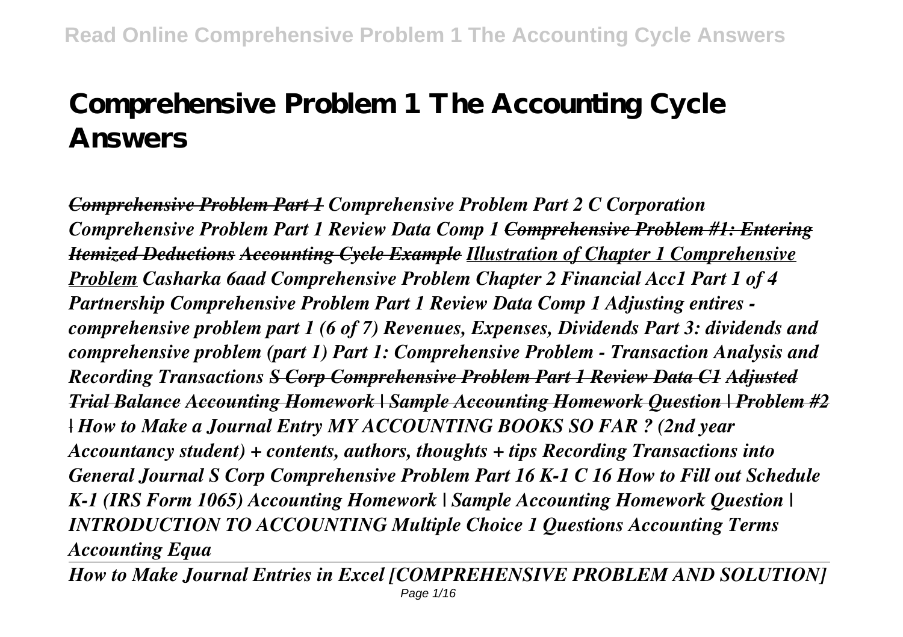# Comprehensive Problem 1 The Accounting Cycle Answers

*~~Comprehensive Problem Part 1~~ Comprehensive Problem Part 2 C Corporation Comprehensive Problem Part 1 Review Data Comp 1 ~~Comprehensive Problem #1: Entering Itemized Deductions~~ ~~Accounting Cycle Example~~ Illustration of Chapter 1 Comprehensive Problem Casharka 6aad Comprehensive Problem Chapter 2 Financial Acc1 Part 1 of 4 Partnership Comprehensive Problem Part 1 Review Data Comp 1 Adjusting entires - comprehensive problem part 1 (6 of 7) Revenues, Expenses, Dividends Part 3: dividends and comprehensive problem (part 1) Part 1: Comprehensive Problem - Transaction Analysis and Recording Transactions ~~S Corp Comprehensive Problem Part 1 Review Data C1~~ ~~Adjusted Trial Balance~~ ~~Accounting Homework | Sample Accounting Homework Question | Problem #2 |~~ How to Make a Journal Entry MY ACCOUNTING BOOKS SO FAR ? (2nd year Accountancy student) + contents, authors, thoughts + tips Recording Transactions into General Journal S Corp Comprehensive Problem Part 16 K-1 C 16 How to Fill out Schedule K-1 (IRS Form 1065) Accounting Homework | Sample Accounting Homework Question | INTRODUCTION TO ACCOUNTING Multiple Choice 1 Questions Accounting Terms Accounting Equa*

*How to Make Journal Entries in Excel [COMPREHENSIVE PROBLEM AND SOLUTION]*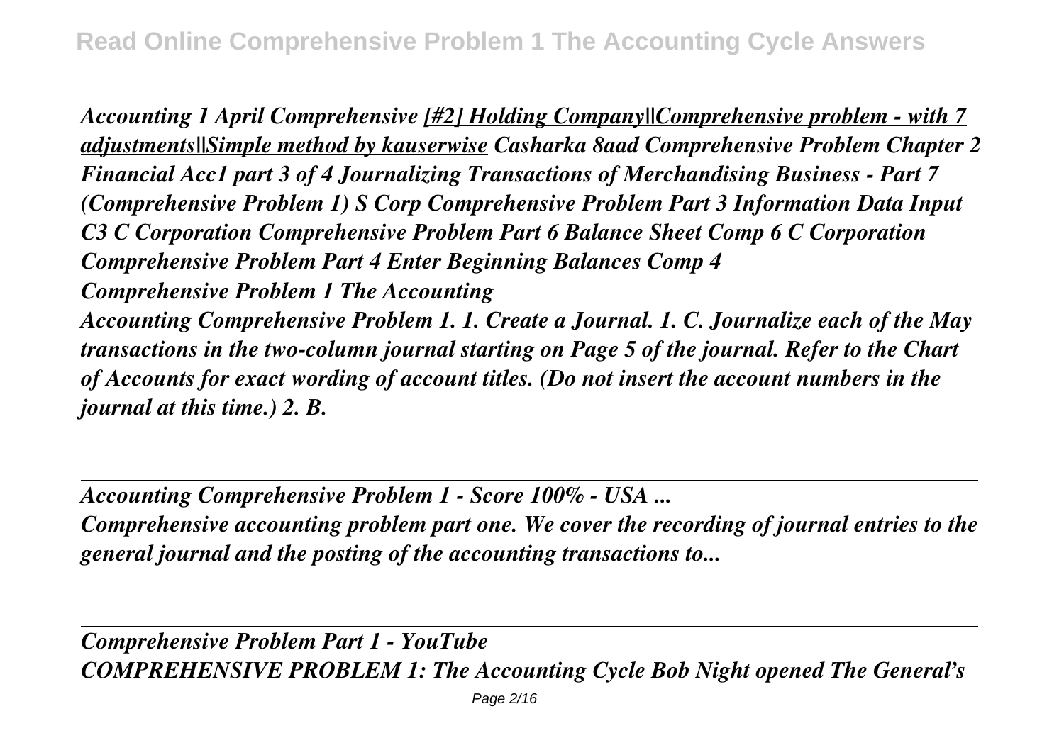*Accounting 1 April Comprehensive [#2] Holding Company||Comprehensive problem - with 7 adjustments||Simple method by kauserwise Casharka 8aad Comprehensive Problem Chapter 2 Financial Acc1 part 3 of 4 Journalizing Transactions of Merchandising Business - Part 7 (Comprehensive Problem 1) S Corp Comprehensive Problem Part 3 Information Data Input C3 C Corporation Comprehensive Problem Part 6 Balance Sheet Comp 6 C Corporation Comprehensive Problem Part 4 Enter Beginning Balances Comp 4*

### *Comprehensive Problem 1 The Accounting*

*Accounting Comprehensive Problem 1. 1. Create a Journal. 1. C. Journalize each of the May transactions in the two-column journal starting on Page 5 of the journal. Refer to the Chart of Accounts for exact wording of account titles. (Do not insert the account numbers in the journal at this time.) 2. B.*

### *Accounting Comprehensive Problem 1 - Score 100% - USA ...*

*Comprehensive accounting problem part one. We cover the recording of journal entries to the general journal and the posting of the accounting transactions to...*

### *Comprehensive Problem Part 1 - YouTube*

*COMPREHENSIVE PROBLEM 1: The Accounting Cycle Bob Night opened The General's*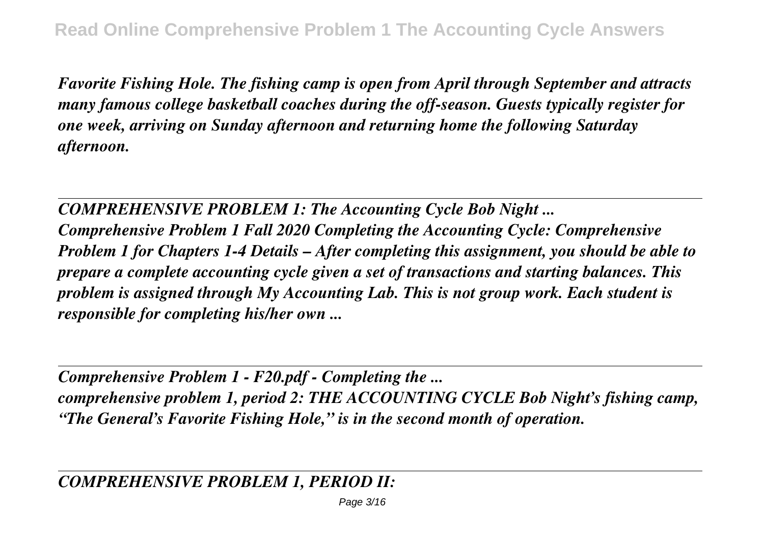*Favorite Fishing Hole. The fishing camp is open from April through September and attracts many famous college basketball coaches during the off-season. Guests typically register for one week, arriving on Sunday afternoon and returning home the following Saturday afternoon.*

---

## *COMPREHENSIVE PROBLEM 1: The Accounting Cycle Bob Night ...*

*Comprehensive Problem 1 Fall 2020 Completing the Accounting Cycle: Comprehensive Problem 1 for Chapters 1-4 Details – After completing this assignment, you should be able to prepare a complete accounting cycle given a set of transactions and starting balances. This problem is assigned through My Accounting Lab. This is not group work. Each student is responsible for completing his/her own ...*

---

## *Comprehensive Problem 1 - F20.pdf - Completing the ...*

*comprehensive problem 1, period 2: THE ACCOUNTING CYCLE Bob Night's fishing camp, "The General's Favorite Fishing Hole," is in the second month of operation.*

---

## *COMPREHENSIVE PROBLEM 1, PERIOD II:*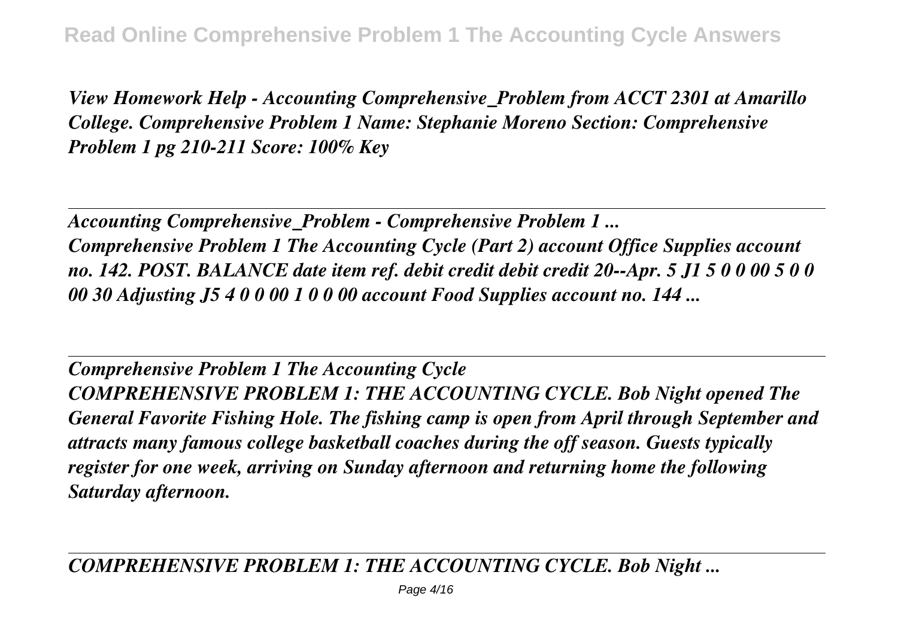*View Homework Help - Accounting Comprehensive_Problem from ACCT 2301 at Amarillo College. Comprehensive Problem 1 Name: Stephanie Moreno Section: Comprehensive Problem 1 pg 210-211 Score: 100% Key*

---

*Accounting Comprehensive_Problem - Comprehensive Problem 1 ...*

*Comprehensive Problem 1 The Accounting Cycle (Part 2) account Office Supplies account no. 142. POST. BALANCE date item ref. debit credit debit credit 20--Apr. 5 J1 5 0 0 0 00 5 0 0 00 30 Adjusting J5 4 0 0 0 00 1 0 0 0 00 account Food Supplies account no. 144 ...*

---

*Comprehensive Problem 1 The Accounting Cycle*

*COMPREHENSIVE PROBLEM 1: THE ACCOUNTING CYCLE. Bob Night opened The General Favorite Fishing Hole. The fishing camp is open from April through September and attracts many famous college basketball coaches during the off season. Guests typically register for one week, arriving on Sunday afternoon and returning home the following Saturday afternoon.*

---

*COMPREHENSIVE PROBLEM 1: THE ACCOUNTING CYCLE. Bob Night ...*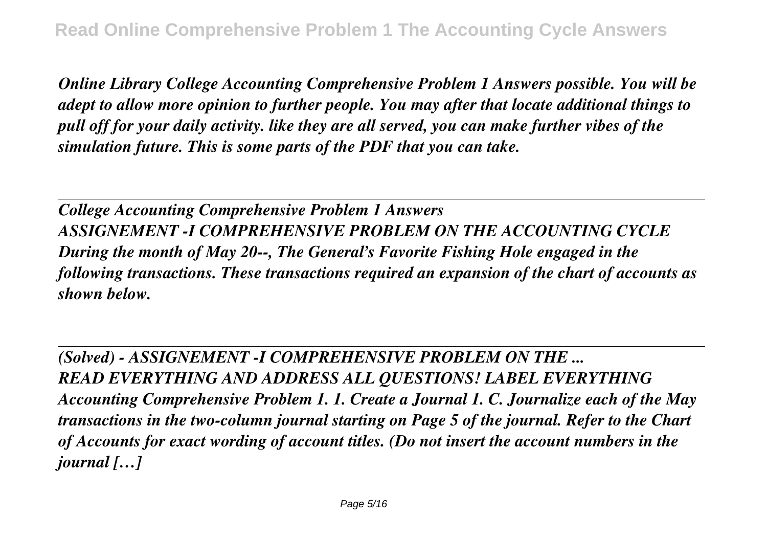*Online Library College Accounting Comprehensive Problem 1 Answers possible. You will be adept to allow more opinion to further people. You may after that locate additional things to pull off for your daily activity. like they are all served, you can make further vibes of the simulation future. This is some parts of the PDF that you can take.*

---

## *College Accounting Comprehensive Problem 1 Answers*

*ASSIGNEMENT -I COMPREHENSIVE PROBLEM ON THE ACCOUNTING CYCLE During the month of May 20--, The General's Favorite Fishing Hole engaged in the following transactions. These transactions required an expansion of the chart of accounts as shown below.*

---

## *(Solved) - ASSIGNEMENT -I COMPREHENSIVE PROBLEM ON THE ...*

*READ EVERYTHING AND ADDRESS ALL QUESTIONS! LABEL EVERYTHING Accounting Comprehensive Problem 1. 1. Create a Journal 1. C. Journalize each of the May transactions in the two-column journal starting on Page 5 of the journal. Refer to the Chart of Accounts for exact wording of account titles. (Do not insert the account numbers in the journal […]*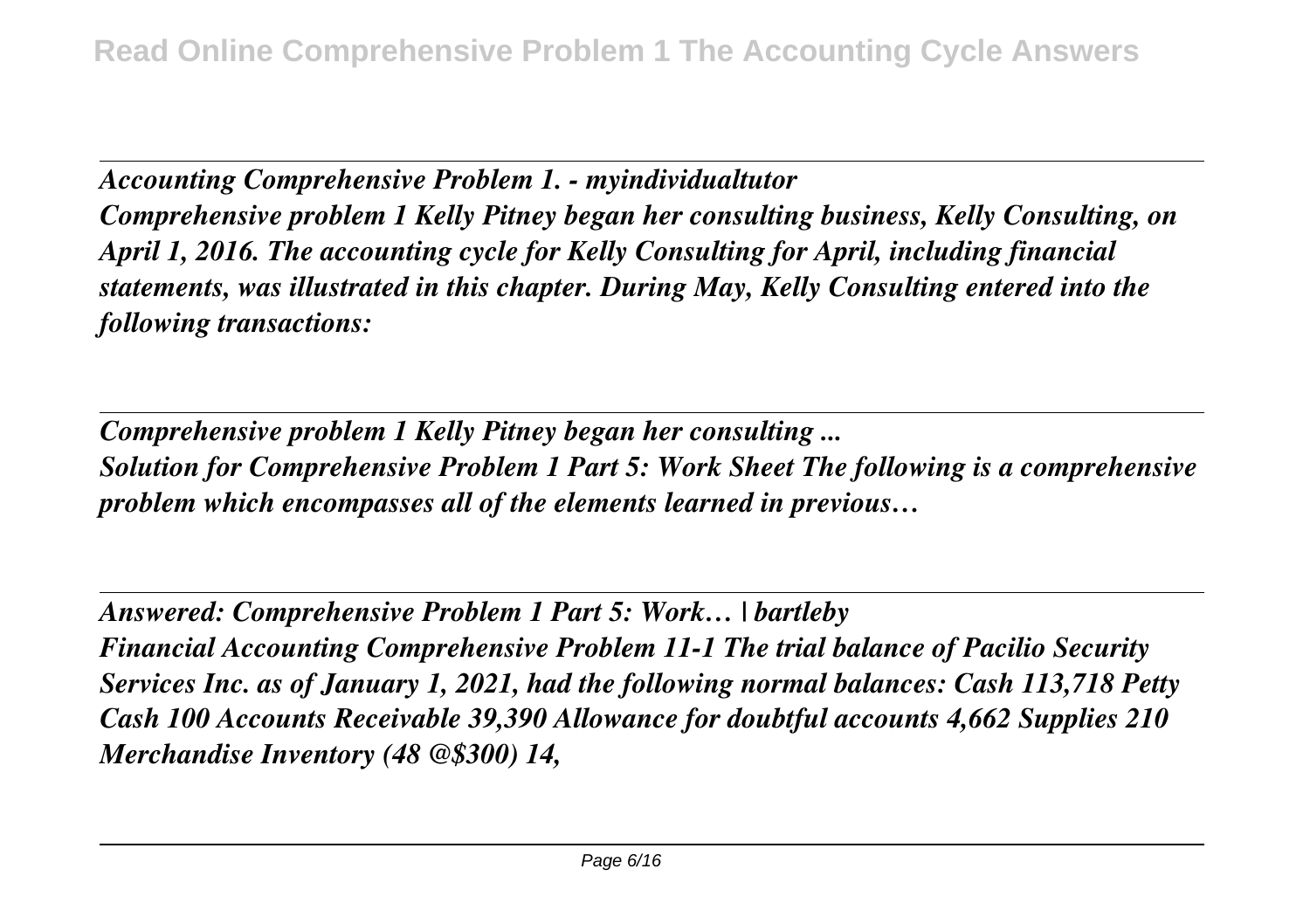*Accounting Comprehensive Problem 1. - myindividualtutor*

*Comprehensive problem 1 Kelly Pitney began her consulting business, Kelly Consulting, on April 1, 2016. The accounting cycle for Kelly Consulting for April, including financial statements, was illustrated in this chapter. During May, Kelly Consulting entered into the following transactions:*

*Comprehensive problem 1 Kelly Pitney began her consulting ...*

*Solution for Comprehensive Problem 1 Part 5: Work Sheet The following is a comprehensive problem which encompasses all of the elements learned in previous…*

*Answered: Comprehensive Problem 1 Part 5: Work… | bartleby*

*Financial Accounting Comprehensive Problem 11-1 The trial balance of Pacilio Security Services Inc. as of January 1, 2021, had the following normal balances: Cash 113,718 Petty Cash 100 Accounts Receivable 39,390 Allowance for doubtful accounts 4,662 Supplies 210 Merchandise Inventory (48 @$300) 14,*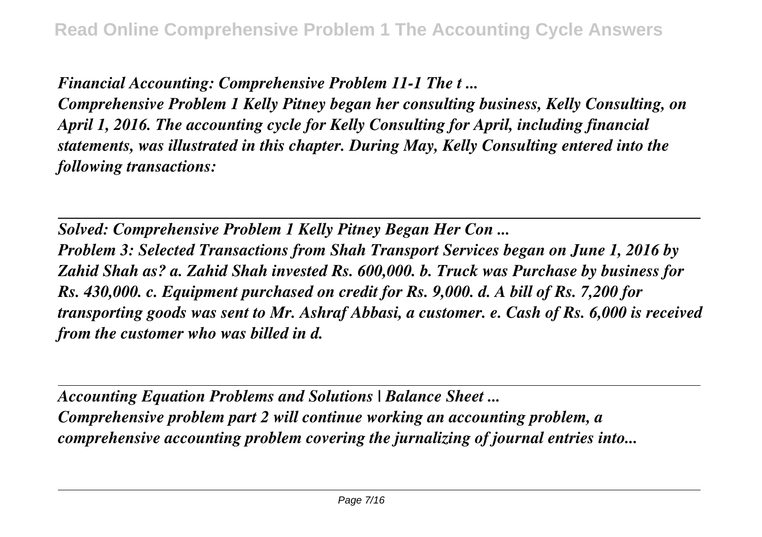*Financial Accounting: Comprehensive Problem 11-1 The t ...*

*Comprehensive Problem 1 Kelly Pitney began her consulting business, Kelly Consulting, on April 1, 2016. The accounting cycle for Kelly Consulting for April, including financial statements, was illustrated in this chapter. During May, Kelly Consulting entered into the following transactions:*

---

*Solved: Comprehensive Problem 1 Kelly Pitney Began Her Con ...*

*Problem 3: Selected Transactions from Shah Transport Services began on June 1, 2016 by Zahid Shah as? a. Zahid Shah invested Rs. 600,000. b. Truck was Purchase by business for Rs. 430,000. c. Equipment purchased on credit for Rs. 9,000. d. A bill of Rs. 7,200 for transporting goods was sent to Mr. Ashraf Abbasi, a customer. e. Cash of Rs. 6,000 is received from the customer who was billed in d.*

---

*Accounting Equation Problems and Solutions | Balance Sheet ...*

*Comprehensive problem part 2 will continue working an accounting problem, a comprehensive accounting problem covering the jurnalizing of journal entries into...*

---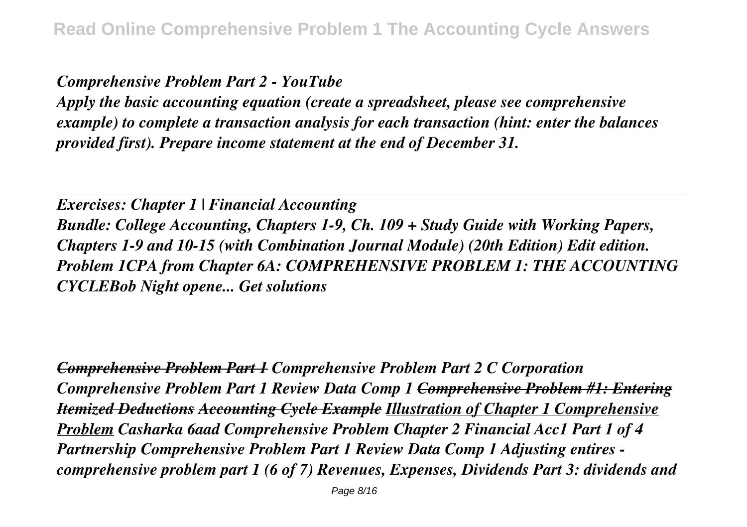*Comprehensive Problem Part 2 - YouTube*

*Apply the basic accounting equation (create a spreadsheet, please see comprehensive example) to complete a transaction analysis for each transaction (hint: enter the balances provided first). Prepare income statement at the end of December 31.*

---

*Exercises: Chapter 1 | Financial Accounting*

*Bundle: College Accounting, Chapters 1-9, Ch. 109 + Study Guide with Working Papers, Chapters 1-9 and 10-15 (with Combination Journal Module) (20th Edition) Edit edition. Problem 1CPA from Chapter 6A: COMPREHENSIVE PROBLEM 1: THE ACCOUNTING CYCLEBob Night opene... Get solutions*

*~~Comprehensive Problem Part 1~~ Comprehensive Problem Part 2 C Corporation Comprehensive Problem Part 1 Review Data Comp 1 ~~Comprehensive Problem #1: Entering Itemized Deductions~~ ~~Accounting Cycle Example~~ <u>Illustration of Chapter 1 Comprehensive Problem</u> Casharka 6aad Comprehensive Problem Chapter 2 Financial Acc1 Part 1 of 4 Partnership Comprehensive Problem Part 1 Review Data Comp 1 Adjusting entires - comprehensive problem part 1 (6 of 7) Revenues, Expenses, Dividends Part 3: dividends and*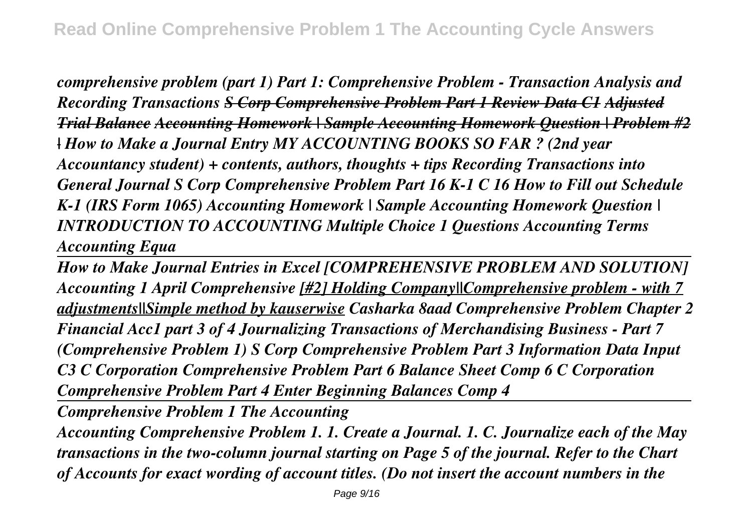*comprehensive problem (part 1) Part 1: Comprehensive Problem - Transaction Analysis and Recording Transactions* ***~~S Corp Comprehensive Problem Part 1 Review Data C1~~ ~~Adjusted Trial Balance~~ ~~Accounting Homework | Sample Accounting Homework Question | Problem #2~~ ~~|~~*** *How to Make a Journal Entry MY ACCOUNTING BOOKS SO FAR ? (2nd year Accountancy student) + contents, authors, thoughts + tips Recording Transactions into General Journal S Corp Comprehensive Problem Part 16 K-1 C 16 How to Fill out Schedule K-1 (IRS Form 1065) Accounting Homework | Sample Accounting Homework Question | INTRODUCTION TO ACCOUNTING Multiple Choice 1 Questions Accounting Terms Accounting Equa*

*How to Make Journal Entries in Excel [COMPREHENSIVE PROBLEM AND SOLUTION] Accounting 1 April Comprehensive* *[#2] Holding Company||Comprehensive problem - with 7 adjustments||Simple method by kauserwise* *Casharka 8aad Comprehensive Problem Chapter 2 Financial Acc1 part 3 of 4 Journalizing Transactions of Merchandising Business - Part 7 (Comprehensive Problem 1) S Corp Comprehensive Problem Part 3 Information Data Input C3 C Corporation Comprehensive Problem Part 6 Balance Sheet Comp 6 C Corporation Comprehensive Problem Part 4 Enter Beginning Balances Comp 4*

*Comprehensive Problem 1 The Accounting*

*Accounting Comprehensive Problem 1. 1. Create a Journal. 1. C. Journalize each of the May transactions in the two-column journal starting on Page 5 of the journal. Refer to the Chart of Accounts for exact wording of account titles. (Do not insert the account numbers in the*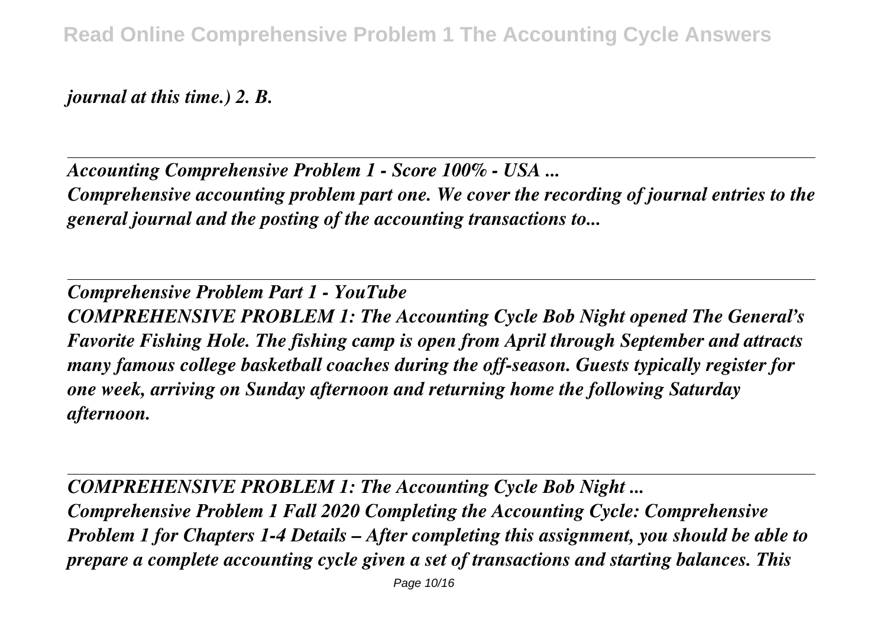*journal at this time.) 2. B.*

---

## *Accounting Comprehensive Problem 1 - Score 100% - USA ...*

*Comprehensive accounting problem part one. We cover the recording of journal entries to the general journal and the posting of the accounting transactions to...*

---

## *Comprehensive Problem Part 1 - YouTube*

*COMPREHENSIVE PROBLEM 1: The Accounting Cycle Bob Night opened The General's Favorite Fishing Hole. The fishing camp is open from April through September and attracts many famous college basketball coaches during the off-season. Guests typically register for one week, arriving on Sunday afternoon and returning home the following Saturday afternoon.*

---

## *COMPREHENSIVE PROBLEM 1: The Accounting Cycle Bob Night ...*

*Comprehensive Problem 1 Fall 2020 Completing the Accounting Cycle: Comprehensive Problem 1 for Chapters 1-4 Details – After completing this assignment, you should be able to prepare a complete accounting cycle given a set of transactions and starting balances. This*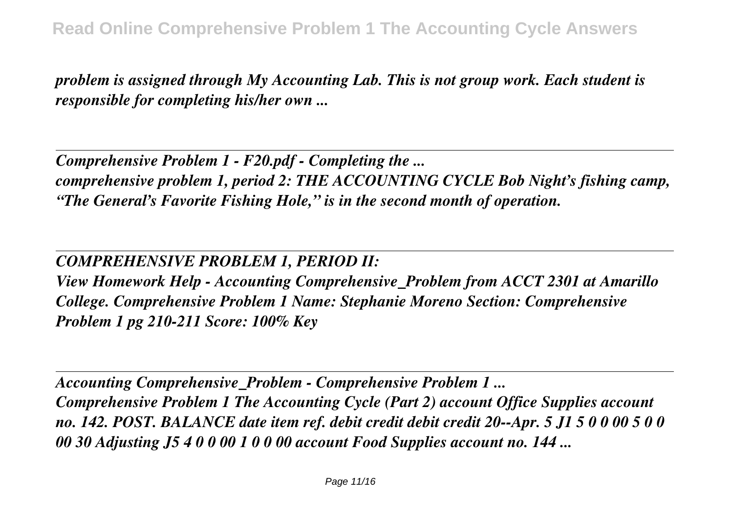*problem is assigned through My Accounting Lab. This is not group work. Each student is responsible for completing his/her own ...*

## *Comprehensive Problem 1 - F20.pdf - Completing the ...*

*comprehensive problem 1, period 2: THE ACCOUNTING CYCLE Bob Night's fishing camp, "The General's Favorite Fishing Hole," is in the second month of operation.*

## *COMPREHENSIVE PROBLEM 1, PERIOD II:*

*View Homework Help - Accounting Comprehensive_Problem from ACCT 2301 at Amarillo College. Comprehensive Problem 1 Name: Stephanie Moreno Section: Comprehensive Problem 1 pg 210-211 Score: 100% Key*

## *Accounting Comprehensive_Problem - Comprehensive Problem 1 ...*

*Comprehensive Problem 1 The Accounting Cycle (Part 2) account Office Supplies account no. 142. POST. BALANCE date item ref. debit credit debit credit 20--Apr. 5 J1 5 0 0 00 5 0 0 00 30 Adjusting J5 4 0 0 00 1 0 0 00 account Food Supplies account no. 144 ...*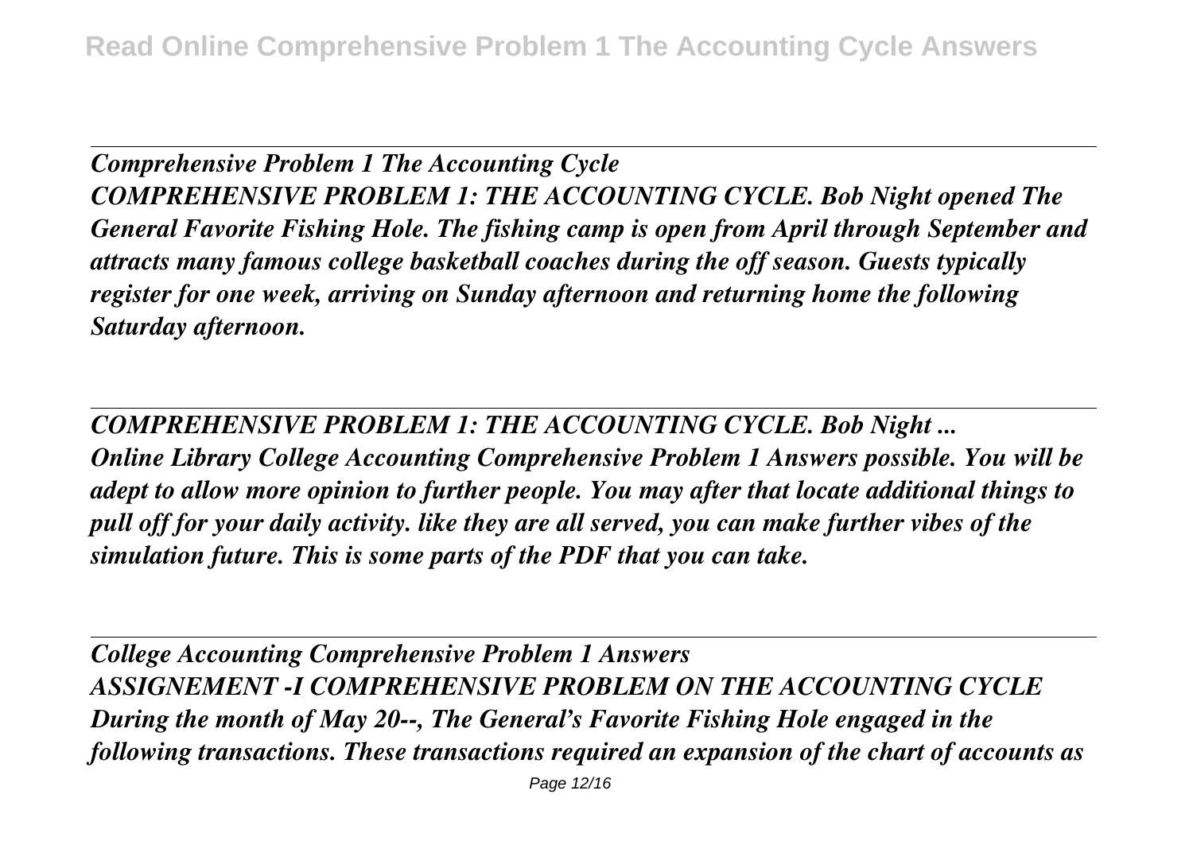## *Comprehensive Problem 1 The Accounting Cycle*

***COMPREHENSIVE PROBLEM 1: THE ACCOUNTING CYCLE. Bob Night opened The General Favorite Fishing Hole. The fishing camp is open from April through September and attracts many famous college basketball coaches during the off season. Guests typically register for one week, arriving on Sunday afternoon and returning home the following Saturday afternoon.***

## *COMPREHENSIVE PROBLEM 1: THE ACCOUNTING CYCLE. Bob Night ...*

***Online Library College Accounting Comprehensive Problem 1 Answers possible. You will be adept to allow more opinion to further people. You may after that locate additional things to pull off for your daily activity. like they are all served, you can make further vibes of the simulation future. This is some parts of the PDF that you can take.***

## *College Accounting Comprehensive Problem 1 Answers*

***ASSIGNEMENT -I COMPREHENSIVE PROBLEM ON THE ACCOUNTING CYCLE During the month of May 20--, The General's Favorite Fishing Hole engaged in the following transactions. These transactions required an expansion of the chart of accounts as***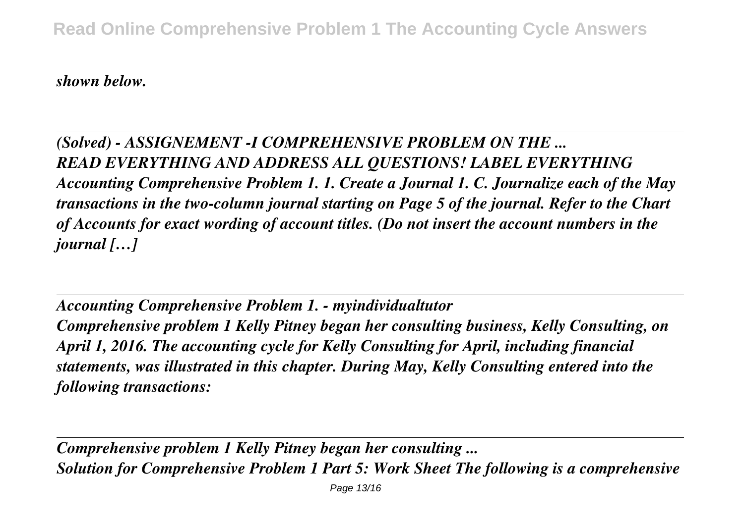*shown below.*

---

*(Solved) - ASSIGNEMENT -I COMPREHENSIVE PROBLEM ON THE ...*
***READ EVERYTHING AND ADDRESS ALL QUESTIONS! LABEL EVERYTHING Accounting Comprehensive Problem 1. 1. Create a Journal 1. C. Journalize each of the May transactions in the two-column journal starting on Page 5 of the journal. Refer to the Chart of Accounts for exact wording of account titles. (Do not insert the account numbers in the journal […]***

---

*Accounting Comprehensive Problem 1. - myindividualtutor*
***Comprehensive problem 1 Kelly Pitney began her consulting business, Kelly Consulting, on April 1, 2016. The accounting cycle for Kelly Consulting for April, including financial statements, was illustrated in this chapter. During May, Kelly Consulting entered into the following transactions:***

---

*Comprehensive problem 1 Kelly Pitney began her consulting ...*
***Solution for Comprehensive Problem 1 Part 5: Work Sheet The following is a comprehensive***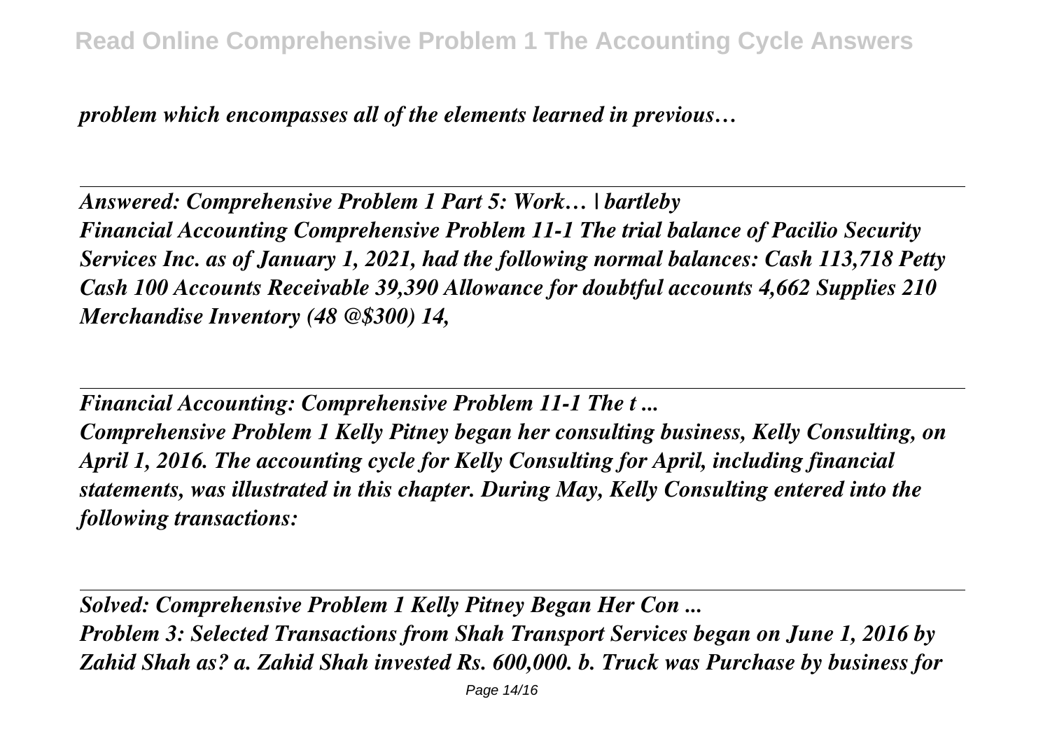*problem which encompasses all of the elements learned in previous…*

---

***Answered: Comprehensive Problem 1 Part 5: Work… | bartleby***

***Financial Accounting Comprehensive Problem 11-1 The trial balance of Pacilio Security Services Inc. as of January 1, 2021, had the following normal balances: Cash 113,718 Petty Cash 100 Accounts Receivable 39,390 Allowance for doubtful accounts 4,662 Supplies 210 Merchandise Inventory (48 @$300) 14,***

---

***Financial Accounting: Comprehensive Problem 11-1 The t ...***

***Comprehensive Problem 1 Kelly Pitney began her consulting business, Kelly Consulting, on April 1, 2016. The accounting cycle for Kelly Consulting for April, including financial statements, was illustrated in this chapter. During May, Kelly Consulting entered into the following transactions:***

---

***Solved: Comprehensive Problem 1 Kelly Pitney Began Her Con ...***

***Problem 3: Selected Transactions from Shah Transport Services began on June 1, 2016 by Zahid Shah as? a. Zahid Shah invested Rs. 600,000. b. Truck was Purchase by business for***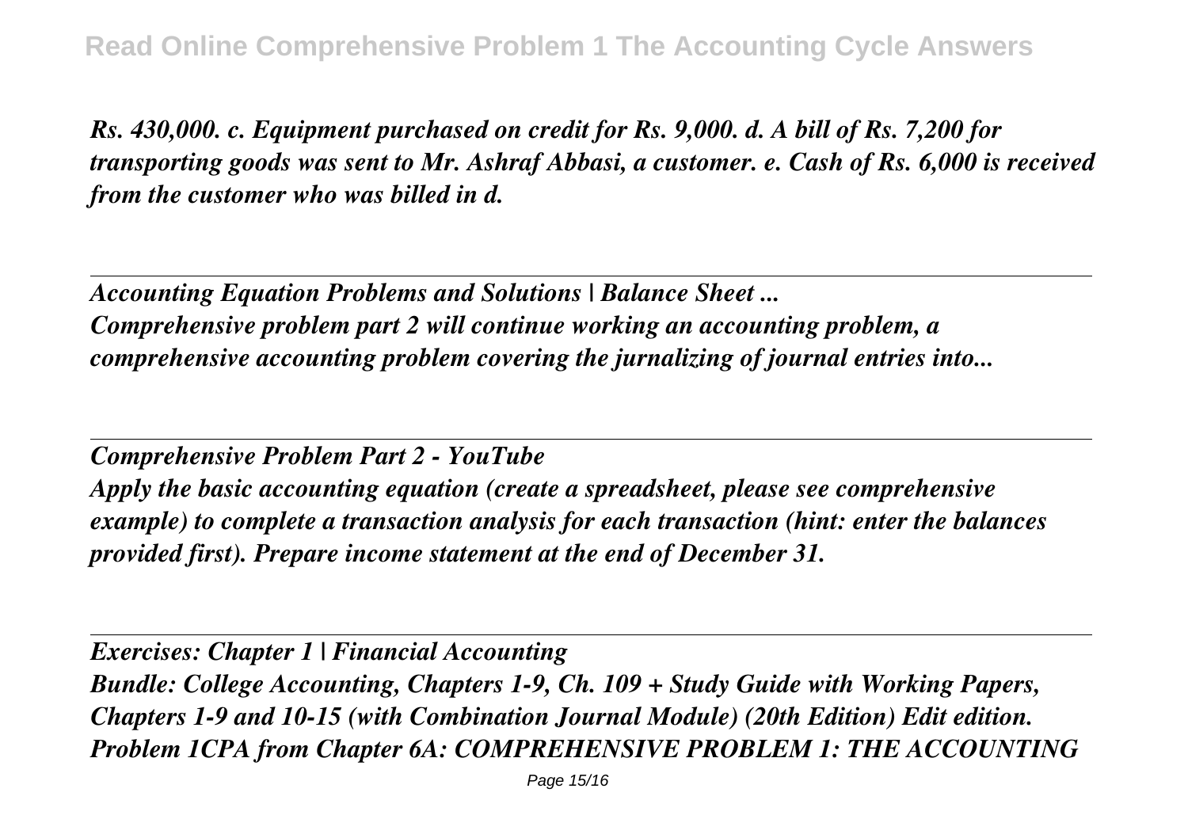*Rs. 430,000. c. Equipment purchased on credit for Rs. 9,000. d. A bill of Rs. 7,200 for transporting goods was sent to Mr. Ashraf Abbasi, a customer. e. Cash of Rs. 6,000 is received from the customer who was billed in d.*

---

*Accounting Equation Problems and Solutions | Balance Sheet ...*
*Comprehensive problem part 2 will continue working an accounting problem, a comprehensive accounting problem covering the jurnalizing of journal entries into...*

---

*Comprehensive Problem Part 2 - YouTube*
*Apply the basic accounting equation (create a spreadsheet, please see comprehensive example) to complete a transaction analysis for each transaction (hint: enter the balances provided first). Prepare income statement at the end of December 31.*

---

*Exercises: Chapter 1 | Financial Accounting*
*Bundle: College Accounting, Chapters 1-9, Ch. 109 + Study Guide with Working Papers, Chapters 1-9 and 10-15 (with Combination Journal Module) (20th Edition) Edit edition. Problem 1CPA from Chapter 6A: COMPREHENSIVE PROBLEM 1: THE ACCOUNTING*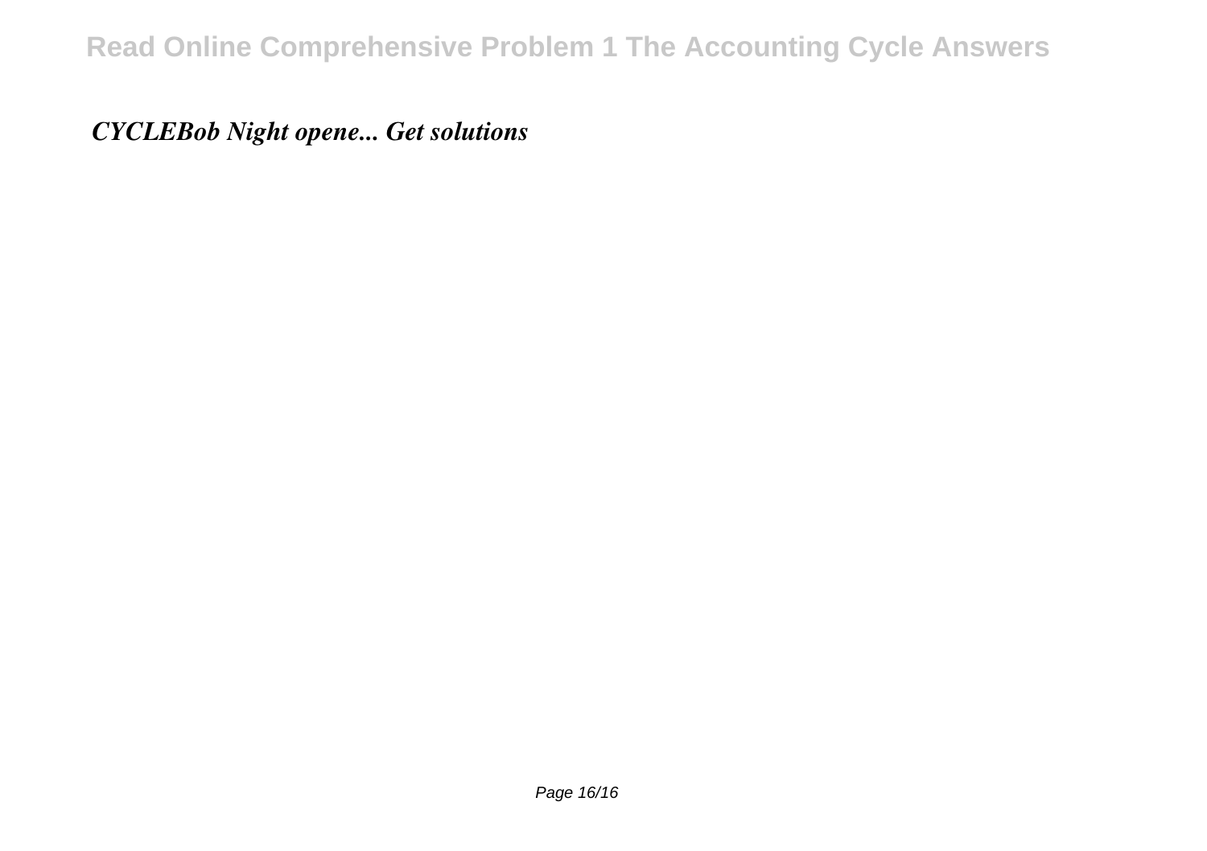***CYCLEBob Night opene... Get solutions***